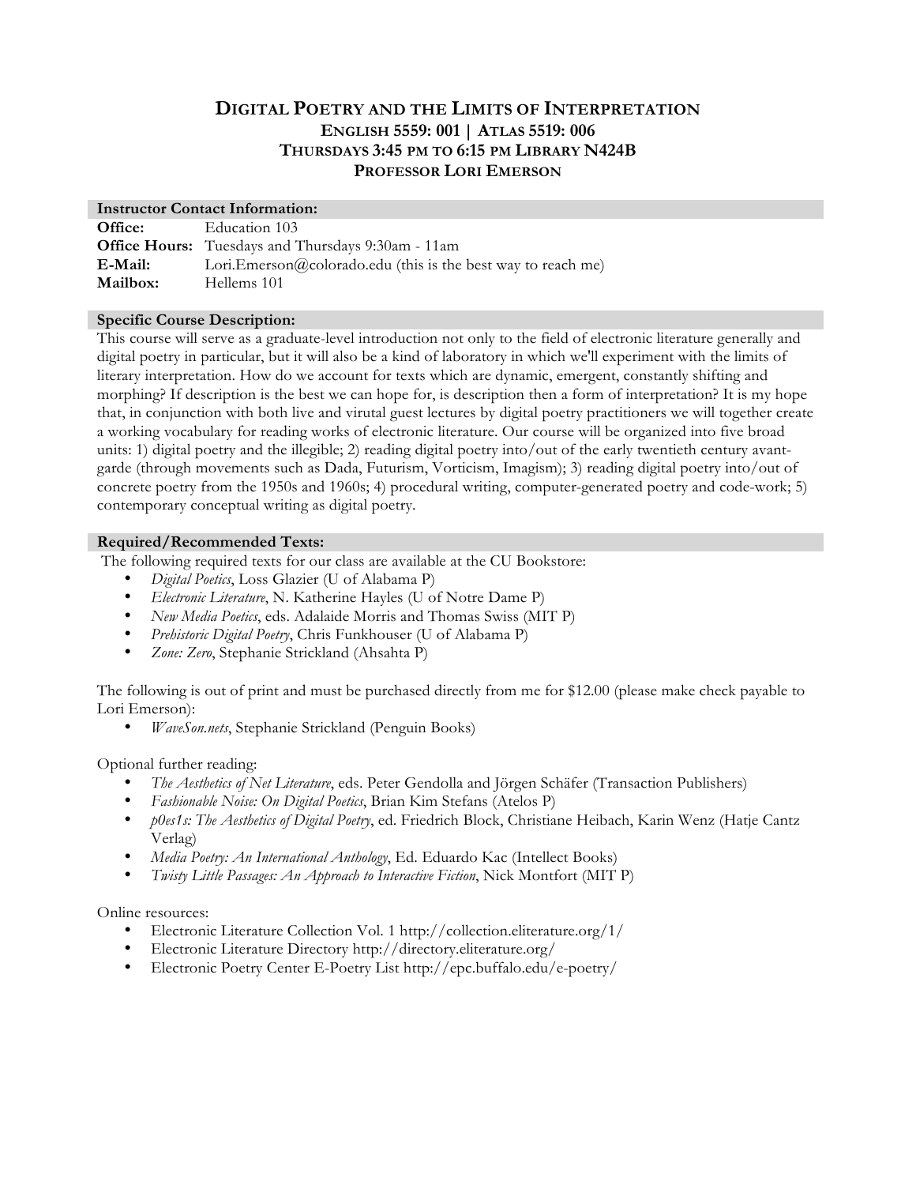# Digital Poetry and the Limits of Interpretation

## English 5559: 001 | Atlas 5519: 006

## Thursdays 3:45 pm to 6:15 pm Library N424B

## Professor Lori Emerson

### Instructor Contact Information:

**Office:** Education 103
**Office Hours:** Tuesdays and Thursdays 9:30am - 11am
**E-Mail:** Lori.Emerson@colorado.edu (this is the best way to reach me)
**Mailbox:** Hellems 101

### Specific Course Description:

This course will serve as a graduate-level introduction not only to the field of electronic literature generally and digital poetry in particular, but it will also be a kind of laboratory in which we'll experiment with the limits of literary interpretation. How do we account for texts which are dynamic, emergent, constantly shifting and morphing? If description is the best we can hope for, is description then a form of interpretation? It is my hope that, in conjunction with both live and virutal guest lectures by digital poetry practitioners we will together create a working vocabulary for reading works of electronic literature. Our course will be organized into five broad units: 1) digital poetry and the illegible; 2) reading digital poetry into/out of the early twentieth century avant-garde (through movements such as Dada, Futurism, Vorticism, Imagism); 3) reading digital poetry into/out of concrete poetry from the 1950s and 1960s; 4) procedural writing, computer-generated poetry and code-work; 5) contemporary conceptual writing as digital poetry.

### Required/Recommended Texts:

The following required texts for our class are available at the CU Bookstore:

- *Digital Poetics*, Loss Glazier (U of Alabama P)
- *Electronic Literature*, N. Katherine Hayles (U of Notre Dame P)
- *New Media Poetics*, eds. Adalaide Morris and Thomas Swiss (MIT P)
- *Prehistoric Digital Poetry*, Chris Funkhouser (U of Alabama P)
- *Zone: Zero*, Stephanie Strickland (Ahsahta P)

The following is out of print and must be purchased directly from me for $12.00 (please make check payable to Lori Emerson):

- *WaveSon.nets*, Stephanie Strickland (Penguin Books)

Optional further reading:

- *The Aesthetics of Net Literature*, eds. Peter Gendolla and Jörgen Schäfer (Transaction Publishers)
- *Fashionable Noise: On Digital Poetics*, Brian Kim Stefans (Atelos P)
- *p0es1s: The Aesthetics of Digital Poetry*, ed. Friedrich Block, Christiane Heibach, Karin Wenz (Hatje Cantz Verlag)
- *Media Poetry: An International Anthology*, Ed. Eduardo Kac (Intellect Books)
- *Twisty Little Passages: An Approach to Interactive Fiction*, Nick Montfort (MIT P)

Online resources:

- Electronic Literature Collection Vol. 1 http://collection.eliterature.org/1/
- Electronic Literature Directory http://directory.eliterature.org/
- Electronic Poetry Center E-Poetry List http://epc.buffalo.edu/e-poetry/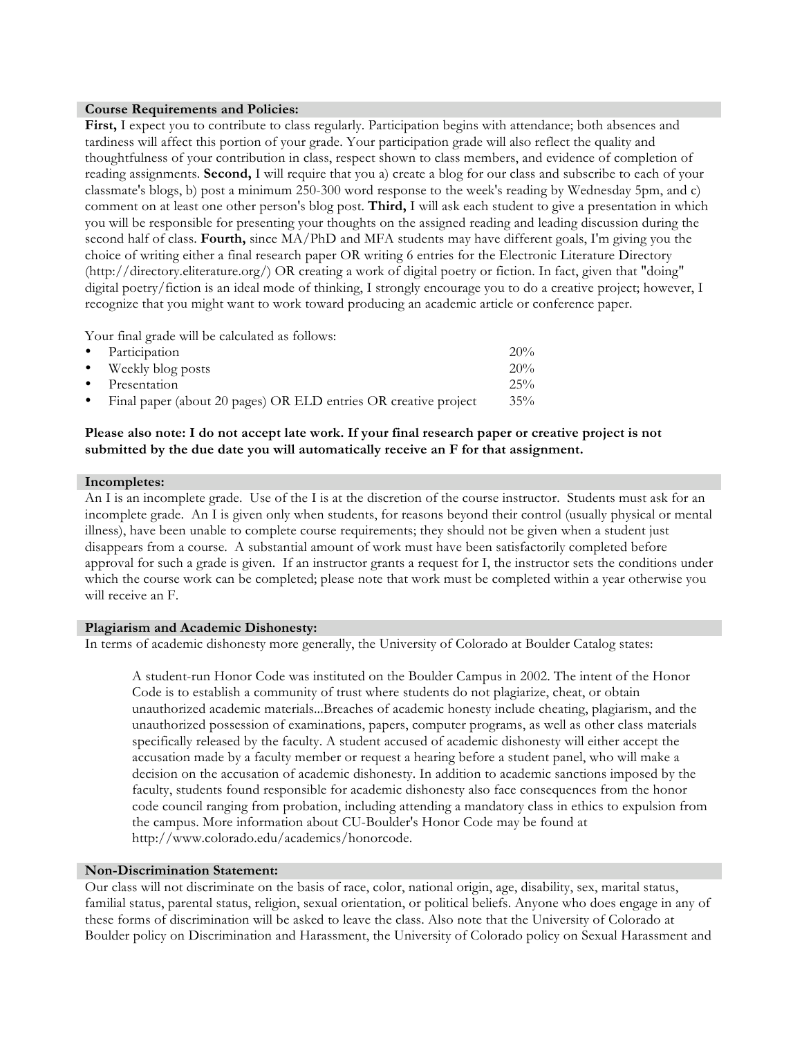### Course Requirements and Policies:

**First,** I expect you to contribute to class regularly. Participation begins with attendance; both absences and tardiness will affect this portion of your grade. Your participation grade will also reflect the quality and thoughtfulness of your contribution in class, respect shown to class members, and evidence of completion of reading assignments. **Second,** I will require that you a) create a blog for our class and subscribe to each of your classmate's blogs, b) post a minimum 250-300 word response to the week's reading by Wednesday 5pm, and c) comment on at least one other person's blog post. **Third,** I will ask each student to give a presentation in which you will be responsible for presenting your thoughts on the assigned reading and leading discussion during the second half of class. **Fourth,** since MA/PhD and MFA students may have different goals, I'm giving you the choice of writing either a final research paper OR writing 6 entries for the Electronic Literature Directory (http://directory.eliterature.org/) OR creating a work of digital poetry or fiction. In fact, given that "doing" digital poetry/fiction is an ideal mode of thinking, I strongly encourage you to do a creative project; however, I recognize that you might want to work toward producing an academic article or conference paper.

Your final grade will be calculated as follows:

- Participation 20%
- Weekly blog posts 20%
- Presentation 25%
- Final paper (about 20 pages) OR ELD entries OR creative project 35%

**Please also note: I do not accept late work. If your final research paper or creative project is not submitted by the due date you will automatically receive an F for that assignment.**

### Incompletes:

An I is an incomplete grade. Use of the I is at the discretion of the course instructor. Students must ask for an incomplete grade. An I is given only when students, for reasons beyond their control (usually physical or mental illness), have been unable to complete course requirements; they should not be given when a student just disappears from a course. A substantial amount of work must have been satisfactorily completed before approval for such a grade is given. If an instructor grants a request for I, the instructor sets the conditions under which the course work can be completed; please note that work must be completed within a year otherwise you will receive an F.

### Plagiarism and Academic Dishonesty:

In terms of academic dishonesty more generally, the University of Colorado at Boulder Catalog states:

> A student-run Honor Code was instituted on the Boulder Campus in 2002. The intent of the Honor Code is to establish a community of trust where students do not plagiarize, cheat, or obtain unauthorized academic materials...Breaches of academic honesty include cheating, plagiarism, and the unauthorized possession of examinations, papers, computer programs, as well as other class materials specifically released by the faculty. A student accused of academic dishonesty will either accept the accusation made by a faculty member or request a hearing before a student panel, who will make a decision on the accusation of academic dishonesty. In addition to academic sanctions imposed by the faculty, students found responsible for academic dishonesty also face consequences from the honor code council ranging from probation, including attending a mandatory class in ethics to expulsion from the campus. More information about CU-Boulder's Honor Code may be found at http://www.colorado.edu/academics/honorcode.

### Non-Discrimination Statement:

Our class will not discriminate on the basis of race, color, national origin, age, disability, sex, marital status, familial status, parental status, religion, sexual orientation, or political beliefs. Anyone who does engage in any of these forms of discrimination will be asked to leave the class. Also note that the University of Colorado at Boulder policy on Discrimination and Harassment, the University of Colorado policy on Sexual Harassment and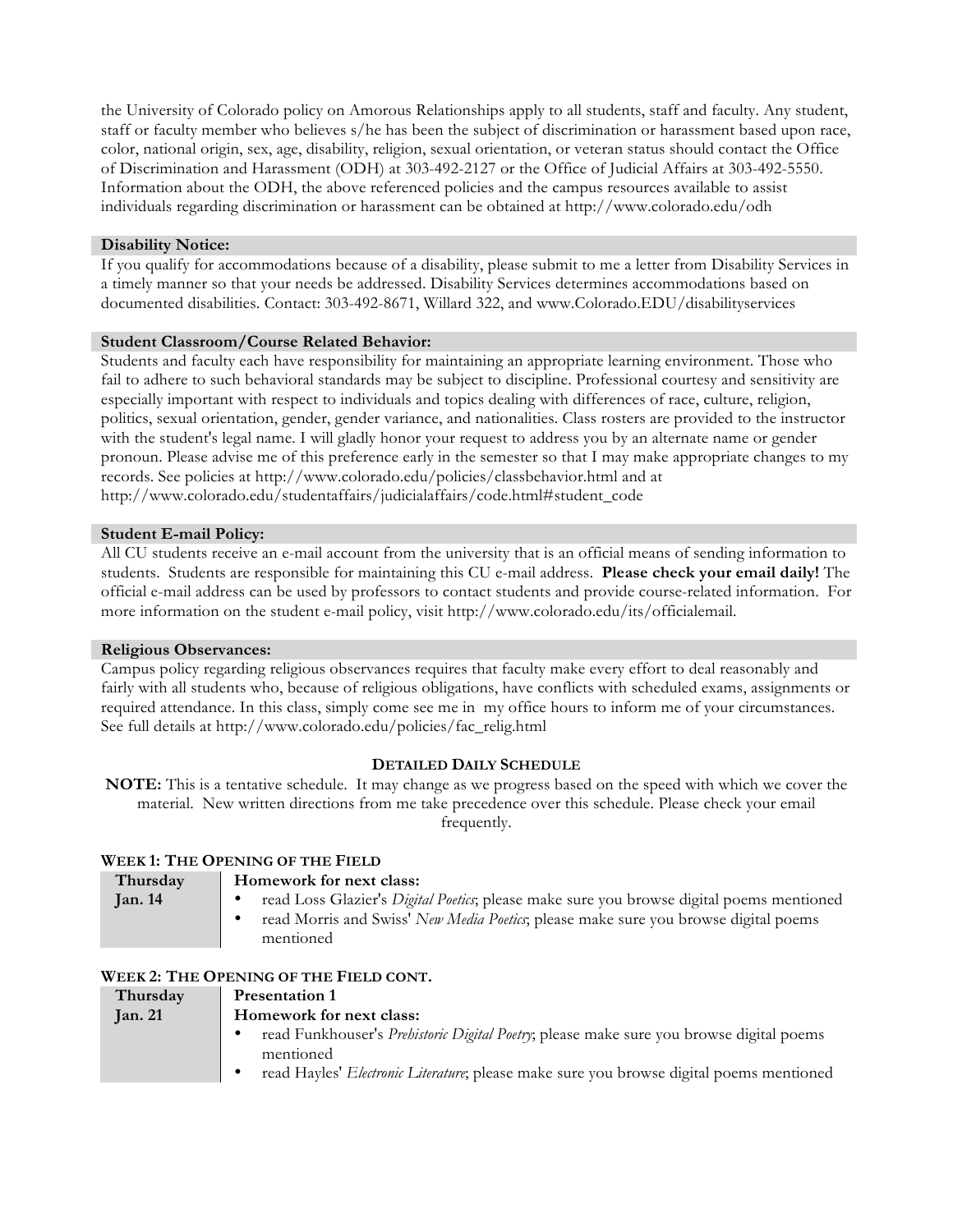the University of Colorado policy on Amorous Relationships apply to all students, staff and faculty. Any student, staff or faculty member who believes s/he has been the subject of discrimination or harassment based upon race, color, national origin, sex, age, disability, religion, sexual orientation, or veteran status should contact the Office of Discrimination and Harassment (ODH) at 303-492-2127 or the Office of Judicial Affairs at 303-492-5550. Information about the ODH, the above referenced policies and the campus resources available to assist individuals regarding discrimination or harassment can be obtained at http://www.colorado.edu/odh

**Disability Notice:**

If you qualify for accommodations because of a disability, please submit to me a letter from Disability Services in a timely manner so that your needs be addressed. Disability Services determines accommodations based on documented disabilities. Contact: 303-492-8671, Willard 322, and www.Colorado.EDU/disabilityservices

**Student Classroom/Course Related Behavior:**

Students and faculty each have responsibility for maintaining an appropriate learning environment. Those who fail to adhere to such behavioral standards may be subject to discipline. Professional courtesy and sensitivity are especially important with respect to individuals and topics dealing with differences of race, culture, religion, politics, sexual orientation, gender, gender variance, and nationalities. Class rosters are provided to the instructor with the student's legal name. I will gladly honor your request to address you by an alternate name or gender pronoun. Please advise me of this preference early in the semester so that I may make appropriate changes to my records. See policies at http://www.colorado.edu/policies/classbehavior.html and at http://www.colorado.edu/studentaffairs/judicialaffairs/code.html#student_code

**Student E-mail Policy:**

All CU students receive an e-mail account from the university that is an official means of sending information to students. Students are responsible for maintaining this CU e-mail address. **Please check your email daily!** The official e-mail address can be used by professors to contact students and provide course-related information. For more information on the student e-mail policy, visit http://www.colorado.edu/its/officialemail.

**Religious Observances:**

Campus policy regarding religious observances requires that faculty make every effort to deal reasonably and fairly with all students who, because of religious obligations, have conflicts with scheduled exams, assignments or required attendance. In this class, simply come see me in my office hours to inform me of your circumstances. See full details at http://www.colorado.edu/policies/fac_relig.html

## Detailed Daily Schedule

**NOTE:** This is a tentative schedule. It may change as we progress based on the speed with which we cover the material. New written directions from me take precedence over this schedule. Please check your email frequently.

### Week 1: The Opening of the Field

| Thursday Jan. 14 | **Homework for next class:**<br>• read Loss Glazier's *Digital Poetics*; please make sure you browse digital poems mentioned<br>• read Morris and Swiss' *New Media Poetics*; please make sure you browse digital poems mentioned |
|---|---|

### Week 2: The Opening of the Field cont.

| Thursday Jan. 21 | **Presentation 1**<br>**Homework for next class:**<br>• read Funkhouser's *Prehistoric Digital Poetry*; please make sure you browse digital poems mentioned<br>• read Hayles' *Electronic Literature*; please make sure you browse digital poems mentioned |
|---|---|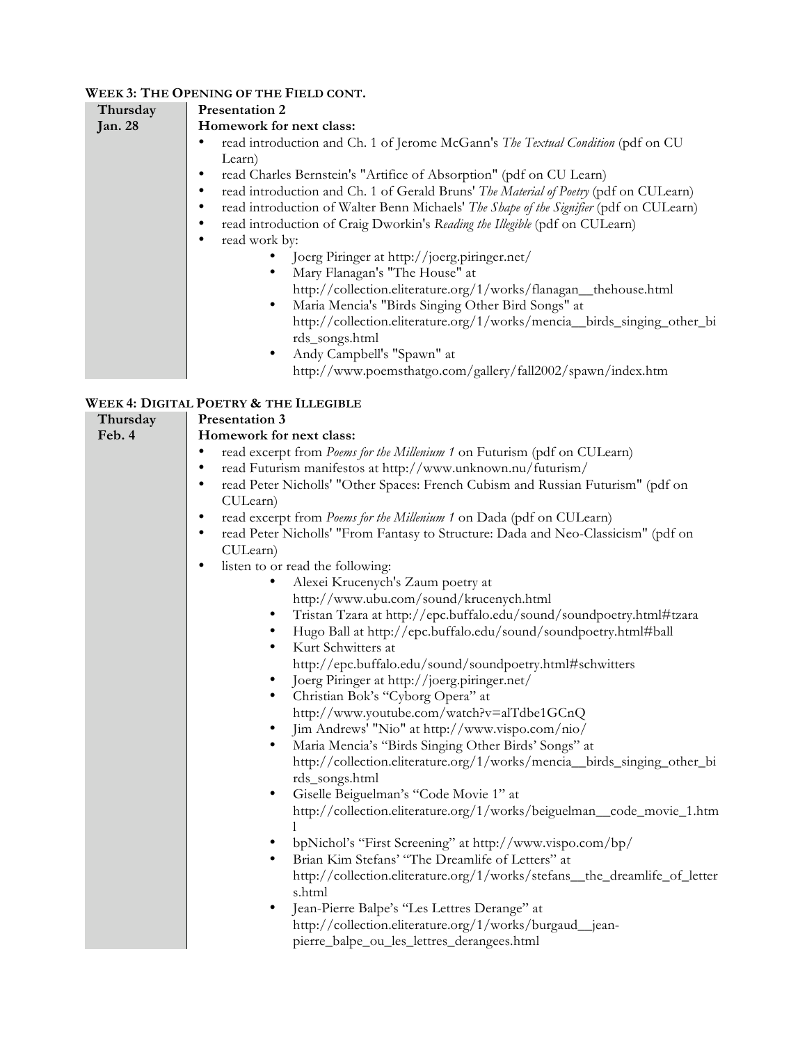### WEEK 3: THE OPENING OF THE FIELD CONT.

| | |
|---|---|
| **Thursday Jan. 28** | **Presentation 2**<br>**Homework for next class:**<br>• read introduction and Ch. 1 of Jerome McGann's *The Textual Condition* (pdf on CU Learn)<br>• read Charles Bernstein's "Artifice of Absorption" (pdf on CU Learn)<br>• read introduction and Ch. 1 of Gerald Bruns' *The Material of Poetry* (pdf on CULearn)<br>• read introduction of Walter Benn Michaels' *The Shape of the Signifier* (pdf on CULearn)<br>• read introduction of Craig Dworkin's *Reading the Illegible* (pdf on CULearn)<br>• read work by:<br>  ◦ Joerg Piringer at http://joerg.piringer.net/<br>  ◦ Mary Flanagan's "The House" at http://collection.eliterature.org/1/works/flanagan__thehouse.html<br>  ◦ Maria Mencia's "Birds Singing Other Bird Songs" at http://collection.eliterature.org/1/works/mencia__birds_singing_other_birds_songs.html<br>  ◦ Andy Campbell's "Spawn" at http://www.poemsthatgo.com/gallery/fall2002/spawn/index.htm |

### WEEK 4: DIGITAL POETRY & THE ILLEGIBLE

| | |
|---|---|
| **Thursday Feb. 4** | **Presentation 3**<br>**Homework for next class:**<br>• read excerpt from *Poems for the Millenium 1* on Futurism (pdf on CULearn)<br>• read Futurism manifestos at http://www.unknown.nu/futurism/<br>• read Peter Nicholls' "Other Spaces: French Cubism and Russian Futurism" (pdf on CULearn)<br>• read excerpt from *Poems for the Millenium 1* on Dada (pdf on CULearn)<br>• read Peter Nicholls' "From Fantasy to Structure: Dada and Neo-Classicism" (pdf on CULearn)<br>• listen to or read the following:<br>  ◦ Alexei Krucenych's Zaum poetry at http://www.ubu.com/sound/krucenych.html<br>  ◦ Tristan Tzara at http://epc.buffalo.edu/sound/soundpoetry.html#tzara<br>  ◦ Hugo Ball at http://epc.buffalo.edu/sound/soundpoetry.html#ball<br>  ◦ Kurt Schwitters at http://epc.buffalo.edu/sound/soundpoetry.html#schwitters<br>  ◦ Joerg Piringer at http://joerg.piringer.net/<br>  ◦ Christian Bok's "Cyborg Opera" at http://www.youtube.com/watch?v=alTdbe1GCnQ<br>  ◦ Jim Andrews' "Nio" at http://www.vispo.com/nio/<br>  ◦ Maria Mencia's "Birds Singing Other Birds' Songs" at http://collection.eliterature.org/1/works/mencia__birds_singing_other_birds_songs.html<br>  ◦ Giselle Beiguelman's "Code Movie 1" at http://collection.eliterature.org/1/works/beiguelman__code_movie_1.html<br>  ◦ bpNichol's "First Screening" at http://www.vispo.com/bp/<br>  ◦ Brian Kim Stefans' "The Dreamlife of Letters" at http://collection.eliterature.org/1/works/stefans__the_dreamlife_of_letters.html<br>  ◦ Jean-Pierre Balpe's "Les Lettres Derange" at http://collection.eliterature.org/1/works/burgaud__jean-pierre_balpe_ou_les_lettres_derangees.html |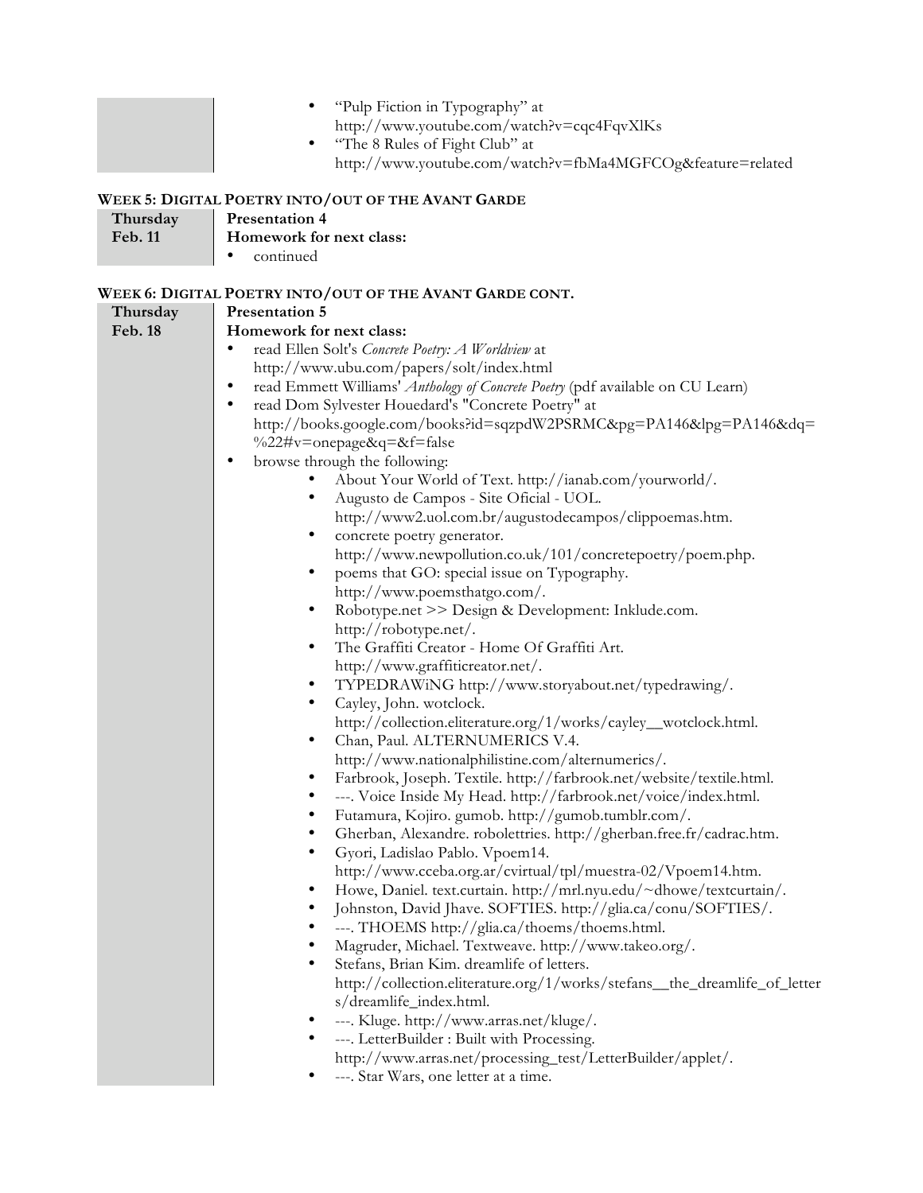| | |
|---|---|
| | • "Pulp Fiction in Typography" at http://www.youtube.com/watch?v=cqc4FqvXlKs<br>• "The 8 Rules of Fight Club" at http://www.youtube.com/watch?v=fbMa4MGFCOg&feature=related |

### WEEK 5: DIGITAL POETRY INTO/OUT OF THE AVANT GARDE

| | |
|---|---|
| **Thursday Feb. 11** | **Presentation 4**<br>**Homework for next class:**<br>• continued |

### WEEK 6: DIGITAL POETRY INTO/OUT OF THE AVANT GARDE CONT.

**Thursday Feb. 18**

**Presentation 5**

**Homework for next class:**

- read Ellen Solt's *Concrete Poetry: A Worldview* at http://www.ubu.com/papers/solt/index.html
- read Emmett Williams' *Anthology of Concrete Poetry* (pdf available on CU Learn)
- read Dom Sylvester Houedard's "Concrete Poetry" at http://books.google.com/books?id=sqzpdW2PSRMC&pg=PA146&lpg=PA146&dq=%22#v=onepage&q=&f=false
- browse through the following:
  - About Your World of Text. http://ianab.com/yourworld/.
  - Augusto de Campos - Site Oficial - UOL. http://www2.uol.com.br/augustodecampos/clippoemas.htm.
  - concrete poetry generator. http://www.newpollution.co.uk/101/concretepoetry/poem.php.
  - poems that GO: special issue on Typography. http://www.poemsthatgo.com/.
  - Robotype.net >> Design & Development: Inklude.com. http://robotype.net/.
  - The Graffiti Creator - Home Of Graffiti Art. http://www.graffiticreator.net/.
  - TYPEDRAWiNG http://www.storyabout.net/typedrawing/.
  - Cayley, John. wotclock. http://collection.eliterature.org/1/works/cayley__wotclock.html.
  - Chan, Paul. ALTERNUMERICS V.4. http://www.nationalphilistine.com/alternumerics/.
  - Farbrook, Joseph. Textile. http://farbrook.net/website/textile.html.
  - ---. Voice Inside My Head. http://farbrook.net/voice/index.html.
  - Futamura, Kojiro. gumob. http://gumob.tumblr.com/.
  - Gherban, Alexandre. robolettries. http://gherban.free.fr/cadrac.htm.
  - Gyori, Ladislao Pablo. Vpoem14. http://www.cceba.org.ar/cvirtual/tpl/muestra-02/Vpoem14.htm.
  - Howe, Daniel. text.curtain. http://mrl.nyu.edu/~dhowe/textcurtain/.
  - Johnston, David Jhave. SOFTIES. http://glia.ca/conu/SOFTIES/.
  - ---. THOEMS http://glia.ca/thoems/thoems.html.
  - Magruder, Michael. Textweave. http://www.takeo.org/.
  - Stefans, Brian Kim. dreamlife of letters. http://collection.eliterature.org/1/works/stefans__the_dreamlife_of_letters/dreamlife_index.html.
  - ---. Kluge. http://www.arras.net/kluge/.
  - ---. LetterBuilder : Built with Processing. http://www.arras.net/processing_test/LetterBuilder/applet/.
  - ---. Star Wars, one letter at a time.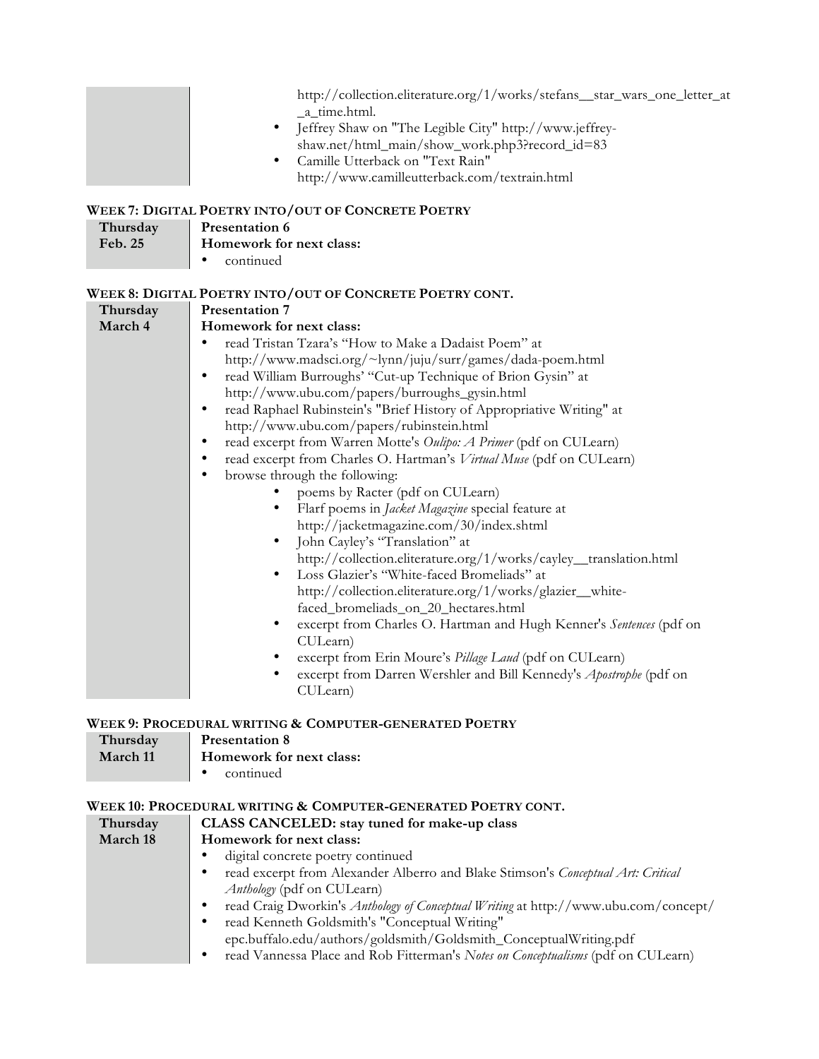| | |
|---|---|
| | http://collection.eliterature.org/1/works/stefans__star_wars_one_letter_at_a_time.html.<br>• Jeffrey Shaw on "The Legible City" http://www.jeffrey-shaw.net/html_main/show_work.php3?record_id=83<br>• Camille Utterback on "Text Rain" http://www.camilleutterback.com/textrain.html |

**WEEK 7: DIGITAL POETRY INTO/OUT OF CONCRETE POETRY**

| | |
|---|---|
| **Thursday Feb. 25** | **Presentation 6**<br>**Homework for next class:**<br>• continued |

**WEEK 8: DIGITAL POETRY INTO/OUT OF CONCRETE POETRY CONT.**

| | |
|---|---|
| **Thursday March 4** | **Presentation 7**<br>**Homework for next class:**<br>• read Tristan Tzara's "How to Make a Dadaist Poem" at http://www.madsci.org/~lynn/juju/surr/games/dada-poem.html<br>• read William Burroughs' "Cut-up Technique of Brion Gysin" at http://www.ubu.com/papers/burroughs_gysin.html<br>• read Raphael Rubinstein's "Brief History of Appropriative Writing" at http://www.ubu.com/papers/rubinstein.html<br>• read excerpt from Warren Motte's *Oulipo: A Primer* (pdf on CULearn)<br>• read excerpt from Charles O. Hartman's *Virtual Muse* (pdf on CULearn)<br>• browse through the following:<br>&nbsp;&nbsp;&nbsp;&nbsp;• poems by Racter (pdf on CULearn)<br>&nbsp;&nbsp;&nbsp;&nbsp;• Flarf poems in *Jacket Magazine* special feature at http://jacketmagazine.com/30/index.shtml<br>&nbsp;&nbsp;&nbsp;&nbsp;• John Cayley's "Translation" at http://collection.eliterature.org/1/works/cayley__translation.html<br>&nbsp;&nbsp;&nbsp;&nbsp;• Loss Glazier's "White-faced Bromeliads" at http://collection.eliterature.org/1/works/glazier__white-faced_bromeliads_on_20_hectares.html<br>&nbsp;&nbsp;&nbsp;&nbsp;• excerpt from Charles O. Hartman and Hugh Kenner's *Sentences* (pdf on CULearn)<br>&nbsp;&nbsp;&nbsp;&nbsp;• excerpt from Erin Moure's *Pillage Laud* (pdf on CULearn)<br>&nbsp;&nbsp;&nbsp;&nbsp;• excerpt from Darren Wershler and Bill Kennedy's *Apostrophe* (pdf on CULearn) |

**WEEK 9: PROCEDURAL WRITING & COMPUTER-GENERATED POETRY**

| | |
|---|---|
| **Thursday March 11** | **Presentation 8**<br>**Homework for next class:**<br>• continued |

**WEEK 10: PROCEDURAL WRITING & COMPUTER-GENERATED POETRY CONT.**

| | |
|---|---|
| **Thursday March 18** | **CLASS CANCELED: stay tuned for make-up class**<br>**Homework for next class:**<br>• digital concrete poetry continued<br>• read excerpt from Alexander Alberro and Blake Stimson's *Conceptual Art: Critical Anthology* (pdf on CULearn)<br>• read Craig Dworkin's *Anthology of Conceptual Writing* at http://www.ubu.com/concept/<br>• read Kenneth Goldsmith's "Conceptual Writing" epc.buffalo.edu/authors/goldsmith/Goldsmith_ConceptualWriting.pdf<br>• read Vannessa Place and Rob Fitterman's *Notes on Conceptualisms* (pdf on CULearn) |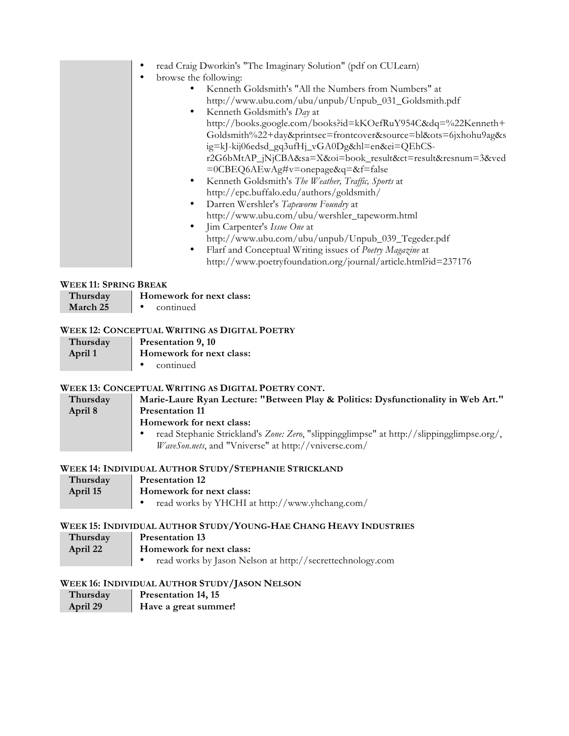| | |
|---|---|
| | • read Craig Dworkin's "The Imaginary Solution" (pdf on CULearn)<br>• browse the following:<br>  • Kenneth Goldsmith's "All the Numbers from Numbers" at http://www.ubu.com/ubu/unpub/Unpub_031_Goldsmith.pdf<br>  • Kenneth Goldsmith's *Day* at http://books.google.com/books?id=kKOefRuY954C&dq=%22Kenneth+Goldsmith%22+day&printsec=frontcover&source=bl&ots=6jxhohu9ag&sig=kJ-kij06edsd_gq3ufHj_vGA0Dg&hl=en&ei=QEhCS-r2G6bMtAP_jNjCBA&sa=X&oi=book_result&ct=result&resnum=3&ved=0CBEQ6AEwAg#v=onepage&q=&f=false<br>  • Kenneth Goldsmith's *The Weather, Traffic, Sports* at http://epc.buffalo.edu/authors/goldsmith/<br>  • Darren Wershler's *Tapeworm Foundry* at http://www.ubu.com/ubu/wershler_tapeworm.html<br>  • Jim Carpenter's *Issue One* at http://www.ubu.com/ubu/unpub/Unpub_039_Tegeder.pdf<br>  • Flarf and Conceptual Writing issues of *Poetry Magazine* at http://www.poetryfoundation.org/journal/article.html?id=237176 |

**WEEK 11: SPRING BREAK**

| | |
|---|---|
| **Thursday March 25** | **Homework for next class:**<br>• continued |

**WEEK 12: CONCEPTUAL WRITING AS DIGITAL POETRY**

| | |
|---|---|
| **Thursday April 1** | **Presentation 9, 10**<br>**Homework for next class:**<br>• continued |

**WEEK 13: CONCEPTUAL WRITING AS DIGITAL POETRY CONT.**

| | |
|---|---|
| **Thursday April 8** | **Marie-Laure Ryan Lecture: "Between Play & Politics: Dysfunctionality in Web Art."**<br>**Presentation 11**<br>**Homework for next class:**<br>• read Stephanie Strickland's *Zone: Zero*, "slippingglimpse" at http://slippingglimpse.org/, *WaveSon.nets*, and "Vniverse" at http://vniverse.com/ |

**WEEK 14: INDIVIDUAL AUTHOR STUDY/STEPHANIE STRICKLAND**

| | |
|---|---|
| **Thursday April 15** | **Presentation 12**<br>**Homework for next class:**<br>• read works by YHCHI at http://www.yhchang.com/ |

**WEEK 15: INDIVIDUAL AUTHOR STUDY/YOUNG-HAE CHANG HEAVY INDUSTRIES**

| | |
|---|---|
| **Thursday April 22** | **Presentation 13**<br>**Homework for next class:**<br>• read works by Jason Nelson at http://secrettechnology.com |

**WEEK 16: INDIVIDUAL AUTHOR STUDY/JASON NELSON**

| | |
|---|---|
| **Thursday April 29** | **Presentation 14, 15**<br>**Have a great summer!** |